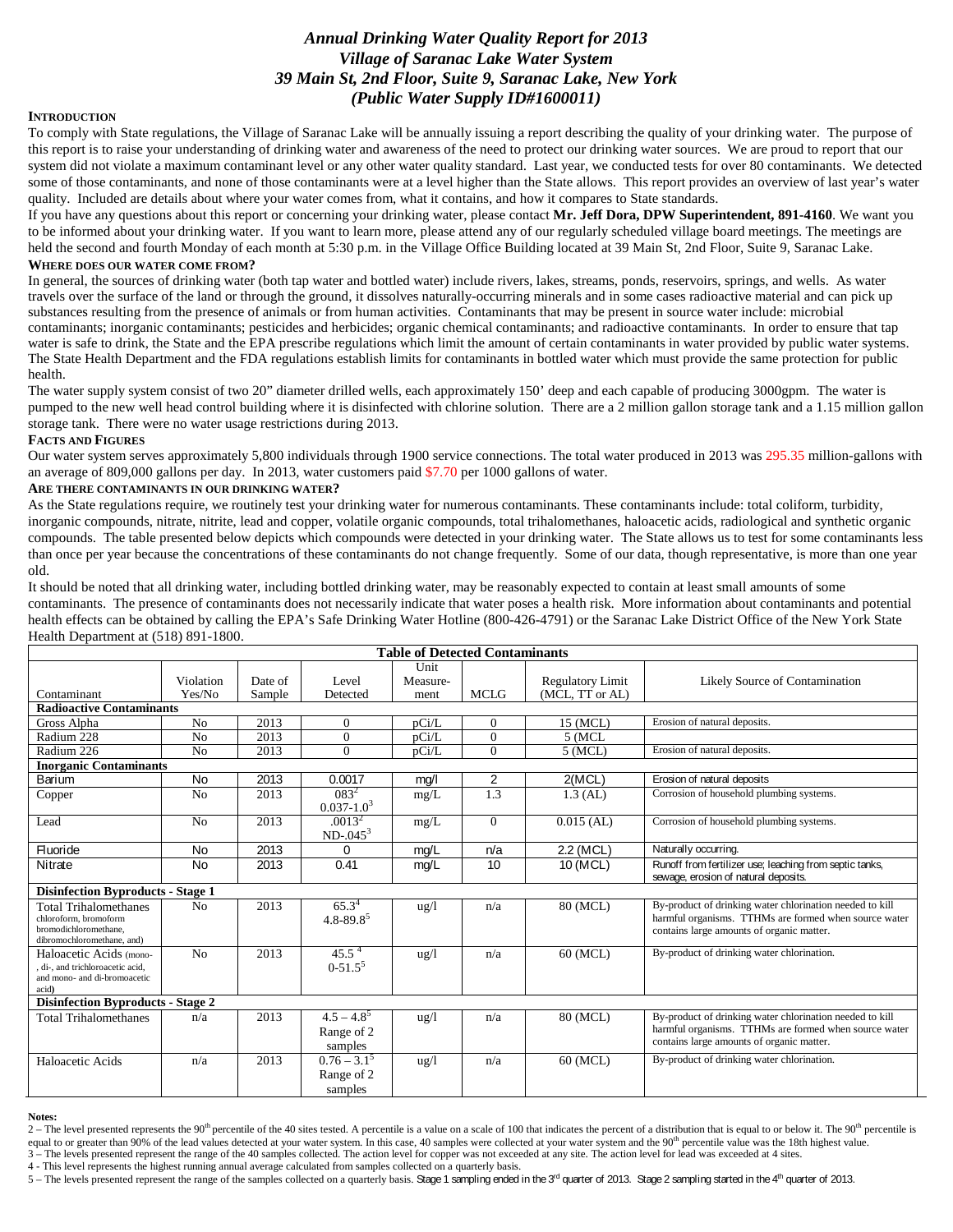# *Annual Drinking Water Quality Report for 2013*
## *Village of Saranac Lake Water System*
### *39 Main St, 2nd Floor, Suite 9, Saranac Lake, New York*
### *(Public Water Supply ID#1600011)*

**INTRODUCTION**

To comply with State regulations, the Village of Saranac Lake will be annually issuing a report describing the quality of your drinking water. The purpose of this report is to raise your understanding of drinking water and awareness of the need to protect our drinking water sources. We are proud to report that our system did not violate a maximum contaminant level or any other water quality standard. Last year, we conducted tests for over 80 contaminants. We detected some of those contaminants, and none of those contaminants were at a level higher than the State allows. This report provides an overview of last year's water quality. Included are details about where your water comes from, what it contains, and how it compares to State standards.

If you have any questions about this report or concerning your drinking water, please contact **Mr. Jeff Dora, DPW Superintendent, 891-4160**. We want you to be informed about your drinking water. If you want to learn more, please attend any of our regularly scheduled village board meetings. The meetings are held the second and fourth Monday of each month at 5:30 p.m. in the Village Office Building located at 39 Main St, 2nd Floor, Suite 9, Saranac Lake.

**WHERE DOES OUR WATER COME FROM?**

In general, the sources of drinking water (both tap water and bottled water) include rivers, lakes, streams, ponds, reservoirs, springs, and wells. As water travels over the surface of the land or through the ground, it dissolves naturally-occurring minerals and in some cases radioactive material and can pick up substances resulting from the presence of animals or from human activities. Contaminants that may be present in source water include: microbial contaminants; inorganic contaminants; pesticides and herbicides; organic chemical contaminants; and radioactive contaminants. In order to ensure that tap water is safe to drink, the State and the EPA prescribe regulations which limit the amount of certain contaminants in water provided by public water systems. The State Health Department and the FDA regulations establish limits for contaminants in bottled water which must provide the same protection for public health.

The water supply system consist of two 20" diameter drilled wells, each approximately 150' deep and each capable of producing 3000gpm. The water is pumped to the new well head control building where it is disinfected with chlorine solution. There are a 2 million gallon storage tank and a 1.15 million gallon storage tank. There were no water usage restrictions during 2013.

**FACTS AND FIGURES**

Our water system serves approximately 5,800 individuals through 1900 service connections. The total water produced in 2013 was 295.35 million-gallons with an average of 809,000 gallons per day. In 2013, water customers paid $7.70 per 1000 gallons of water.

**ARE THERE CONTAMINANTS IN OUR DRINKING WATER?**

As the State regulations require, we routinely test your drinking water for numerous contaminants. These contaminants include: total coliform, turbidity, inorganic compounds, nitrate, nitrite, lead and copper, volatile organic compounds, total trihalomethanes, haloacetic acids, radiological and synthetic organic compounds. The table presented below depicts which compounds were detected in your drinking water. The State allows us to test for some contaminants less than once per year because the concentrations of these contaminants do not change frequently. Some of our data, though representative, is more than one year old.

It should be noted that all drinking water, including bottled drinking water, may be reasonably expected to contain at least small amounts of some contaminants. The presence of contaminants does not necessarily indicate that water poses a health risk. More information about contaminants and potential health effects can be obtained by calling the EPA's Safe Drinking Water Hotline (800-426-4791) or the Saranac Lake District Office of the New York State Health Department at (518) 891-1800.

**Table of Detected Contaminants**

| Contaminant | Violation Yes/No | Date of Sample | Level Detected | Unit Measure-ment | MCLG | Regulatory Limit (MCL, TT or AL) | Likely Source of Contamination |
|---|---|---|---|---|---|---|---|
| **Radioactive Contaminants** | | | | | | | |
| Gross Alpha | No | 2013 | 0 | pCi/L | 0 | 15 (MCL) | Erosion of natural deposits. |
| Radium 228 | No | 2013 | 0 | pCi/L | 0 | 5 (MCL | |
| Radium 226 | No | 2013 | 0 | pCi/L | 0 | 5 (MCL) | Erosion of natural deposits. |
| **Inorganic Contaminants** | | | | | | | |
| Barium | No | 2013 | 0.0017 | mg/l | 2 | 2(MCL) | Erosion of natural deposits |
| Copper | No | 2013 | 083[2] 0.037-1.0[3] | mg/L | 1.3 | 1.3 (AL) | Corrosion of household plumbing systems. |
| Lead | No | 2013 | .0013[2] ND-.045[3] | mg/L | 0 | 0.015 (AL) | Corrosion of household plumbing systems. |
| Fluoride | No | 2013 | 0 | mg/L | n/a | 2.2 (MCL) | Naturally occurring. |
| Nitrate | No | 2013 | 0.41 | mg/L | 10 | 10 (MCL) | Runoff from fertilizer use; leaching from septic tanks, sewage, erosion of natural deposits. |
| **Disinfection Byproducts - Stage 1** | | | | | | | |
| Total Trihalomethanes chloroform, bromoform bromodichloromethane, dibromochloromethane, and) | No | 2013 | 65.3[4] 4.8-89.8[5] | ug/l | n/a | 80 (MCL) | By-product of drinking water chlorination needed to kill harmful organisms. TTHMs are formed when source water contains large amounts of organic matter. |
| Haloacetic Acids (mono-, di-, and trichloroacetic acid, and mono- and di-bromoacetic acid) | No | 2013 | 45.5[4] 0-51.5[5] | ug/l | n/a | 60 (MCL) | By-product of drinking water chlorination. |
| **Disinfection Byproducts - Stage 2** | | | | | | | |
| Total Trihalomethanes | n/a | 2013 | 4.5 – 4.8[5] Range of 2 samples | ug/l | n/a | 80 (MCL) | By-product of drinking water chlorination needed to kill harmful organisms. TTHMs are formed when source water contains large amounts of organic matter. |
| Haloacetic Acids | n/a | 2013 | 0.76 – 3.1[5] Range of 2 samples | ug/l | n/a | 60 (MCL) | By-product of drinking water chlorination. |

**Notes:**

2 – The level presented represents the 90th percentile of the 40 sites tested. A percentile is a value on a scale of 100 that indicates the percent of a distribution that is equal to or below it. The 90th percentile is equal to or greater than 90% of the lead values detected at your water system. In this case, 40 samples were collected at your water system and the 90th percentile value was the 18th highest value.

3 – The levels presented represent the range of the 40 samples collected. The action level for copper was not exceeded at any site. The action level for lead was exceeded at 4 sites.

4 - This level represents the highest running annual average calculated from samples collected on a quarterly basis.

5 – The levels presented represent the range of the samples collected on a quarterly basis. Stage 1 sampling ended in the 3rd quarter of 2013. Stage 2 sampling started in the 4th quarter of 2013.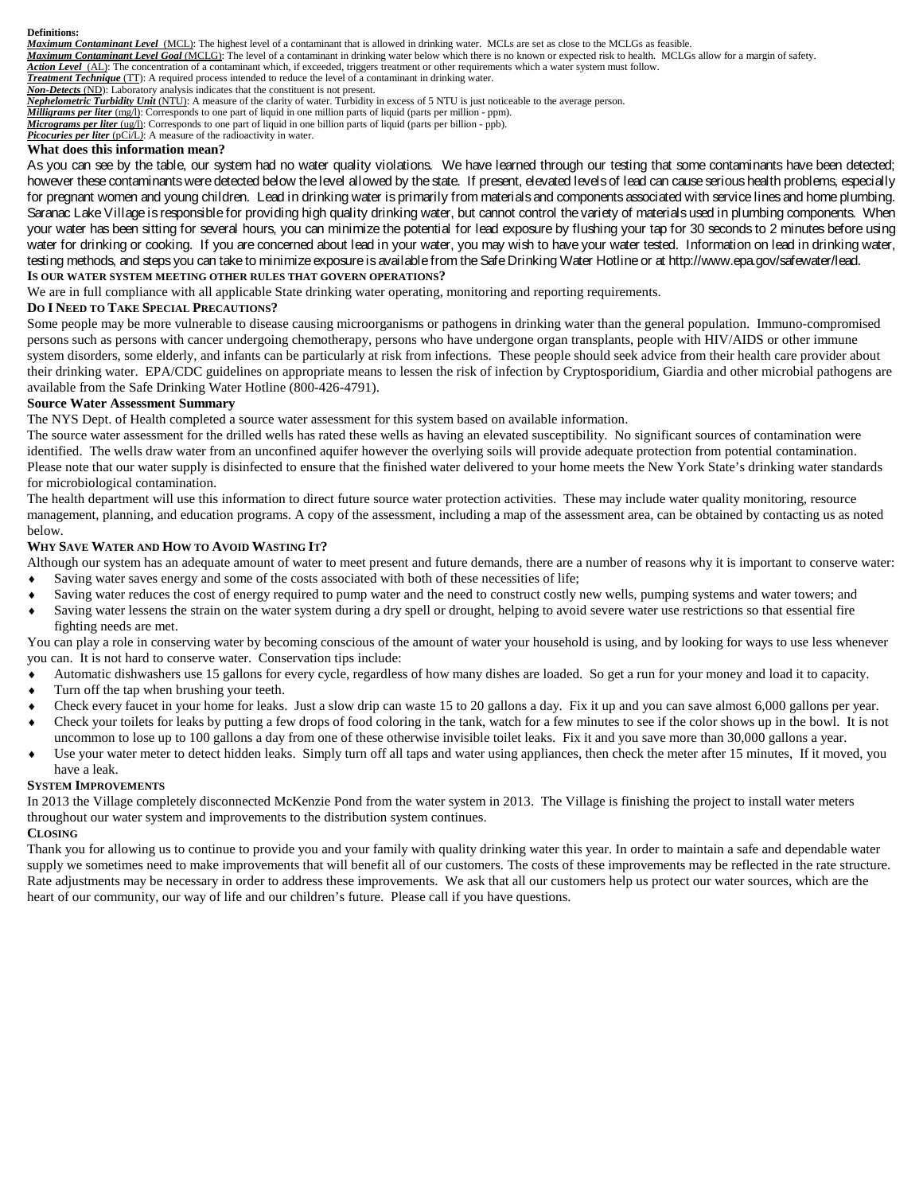**Definitions:**

***Maximum Contaminant Level*** (MCL): The highest level of a contaminant that is allowed in drinking water. MCLs are set as close to the MCLGs as feasible.

***Maximum Contaminant Level Goal*** (MCLG): The level of a contaminant in drinking water below which there is no known or expected risk to health. MCLGs allow for a margin of safety.

***Action Level*** (AL): The concentration of a contaminant which, if exceeded, triggers treatment or other requirements which a water system must follow.

***Treatment Technique*** (TT): A required process intended to reduce the level of a contaminant in drinking water.

***Non-Detects*** (ND): Laboratory analysis indicates that the constituent is not present.

***Nephelometric Turbidity Unit*** (NTU): A measure of the clarity of water. Turbidity in excess of 5 NTU is just noticeable to the average person.

***Milligrams per liter*** (mg/l): Corresponds to one part of liquid in one million parts of liquid (parts per million - ppm).

***Micrograms per liter*** (ug/l): Corresponds to one part of liquid in one billion parts of liquid (parts per billion - ppb).

***Picocuries per liter*** (pCi/L): A measure of the radioactivity in water.

**What does this information mean?**

As you can see by the table, our system had no water quality violations. We have learned through our testing that some contaminants have been detected; however these contaminants were detected below the level allowed by the state. If present, elevated levels of lead can cause serious health problems, especially for pregnant women and young children. Lead in drinking water is primarily from materials and components associated with service lines and home plumbing. Saranac Lake Village is responsible for providing high quality drinking water, but cannot control the variety of materials used in plumbing components. When your water has been sitting for several hours, you can minimize the potential for lead exposure by flushing your tap for 30 seconds to 2 minutes before using water for drinking or cooking. If you are concerned about lead in your water, you may wish to have your water tested. Information on lead in drinking water, testing methods, and steps you can take to minimize exposure is available from the Safe Drinking Water Hotline or at http://www.epa.gov/safewater/lead.

**Is our water system meeting other rules that govern operations?**

We are in full compliance with all applicable State drinking water operating, monitoring and reporting requirements.

**Do I Need to Take Special Precautions?**

Some people may be more vulnerable to disease causing microorganisms or pathogens in drinking water than the general population. Immuno-compromised persons such as persons with cancer undergoing chemotherapy, persons who have undergone organ transplants, people with HIV/AIDS or other immune system disorders, some elderly, and infants can be particularly at risk from infections. These people should seek advice from their health care provider about their drinking water. EPA/CDC guidelines on appropriate means to lessen the risk of infection by Cryptosporidium, Giardia and other microbial pathogens are available from the Safe Drinking Water Hotline (800-426-4791).

**Source Water Assessment Summary**

The NYS Dept. of Health completed a source water assessment for this system based on available information.

The source water assessment for the drilled wells has rated these wells as having an elevated susceptibility. No significant sources of contamination were identified. The wells draw water from an unconfined aquifer however the overlying soils will provide adequate protection from potential contamination. Please note that our water supply is disinfected to ensure that the finished water delivered to your home meets the New York State's drinking water standards for microbiological contamination.

The health department will use this information to direct future source water protection activities. These may include water quality monitoring, resource management, planning, and education programs. A copy of the assessment, including a map of the assessment area, can be obtained by contacting us as noted below.

**Why Save Water and How to Avoid Wasting It?**

Although our system has an adequate amount of water to meet present and future demands, there are a number of reasons why it is important to conserve water:

- Saving water saves energy and some of the costs associated with both of these necessities of life;
- Saving water reduces the cost of energy required to pump water and the need to construct costly new wells, pumping systems and water towers; and
- Saving water lessens the strain on the water system during a dry spell or drought, helping to avoid severe water use restrictions so that essential fire fighting needs are met.

You can play a role in conserving water by becoming conscious of the amount of water your household is using, and by looking for ways to use less whenever you can. It is not hard to conserve water. Conservation tips include:

- Automatic dishwashers use 15 gallons for every cycle, regardless of how many dishes are loaded. So get a run for your money and load it to capacity.
- Turn off the tap when brushing your teeth.
- Check every faucet in your home for leaks. Just a slow drip can waste 15 to 20 gallons a day. Fix it up and you can save almost 6,000 gallons per year.
- Check your toilets for leaks by putting a few drops of food coloring in the tank, watch for a few minutes to see if the color shows up in the bowl. It is not uncommon to lose up to 100 gallons a day from one of these otherwise invisible toilet leaks. Fix it and you save more than 30,000 gallons a year.
- Use your water meter to detect hidden leaks. Simply turn off all taps and water using appliances, then check the meter after 15 minutes, If it moved, you have a leak.

**System Improvements**

In 2013 the Village completely disconnected McKenzie Pond from the water system in 2013. The Village is finishing the project to install water meters throughout our water system and improvements to the distribution system continues.

**Closing**

Thank you for allowing us to continue to provide you and your family with quality drinking water this year. In order to maintain a safe and dependable water supply we sometimes need to make improvements that will benefit all of our customers. The costs of these improvements may be reflected in the rate structure. Rate adjustments may be necessary in order to address these improvements. We ask that all our customers help us protect our water sources, which are the heart of our community, our way of life and our children's future. Please call if you have questions.